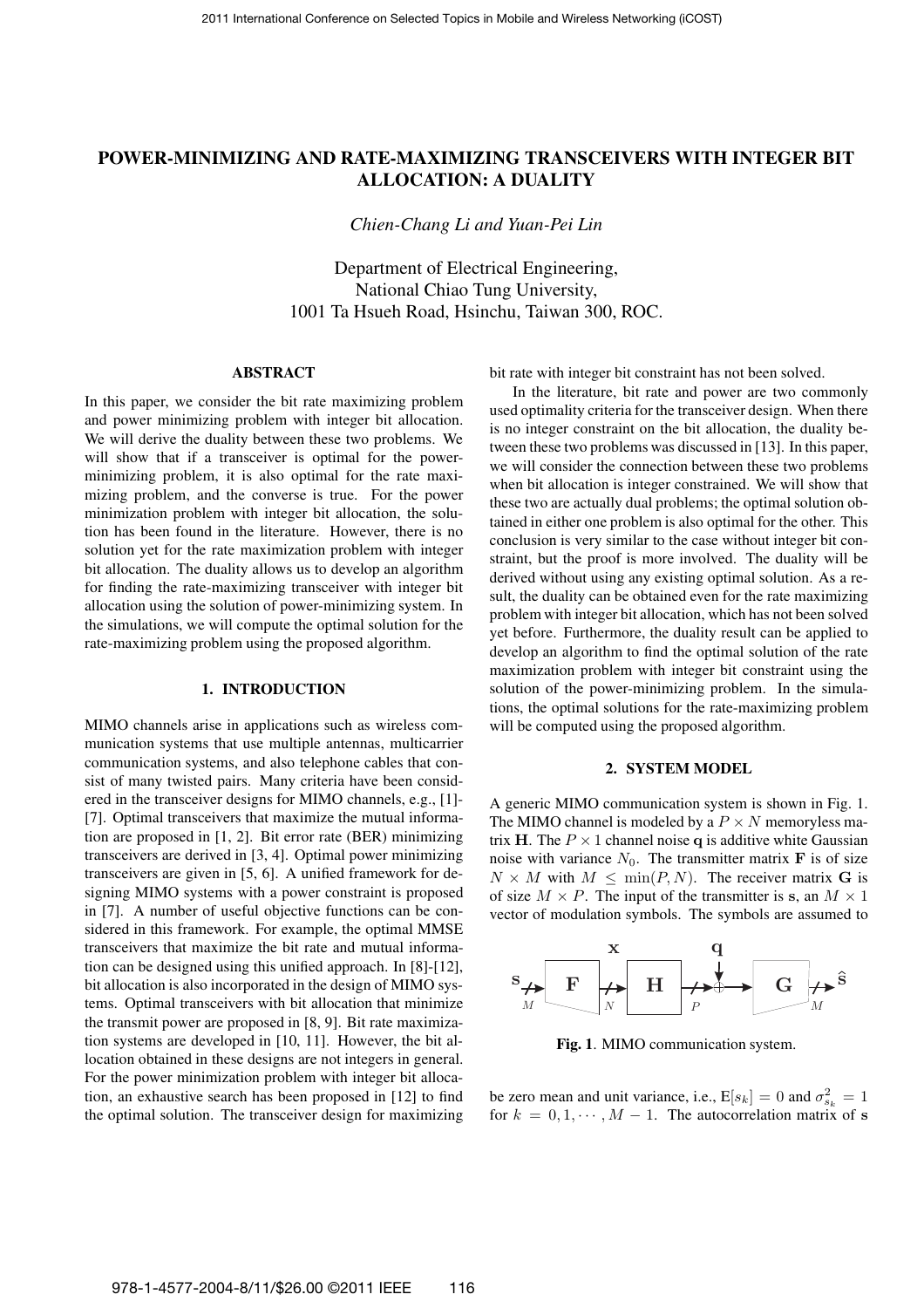# POWER-MINIMIZING AND RATE-MAXIMIZING TRANSCEIVERS WITH INTEGER BIT ALLOCATION: A DUALITY

*Chien-Chang Li and Yuan-Pei Lin*

Department of Electrical Engineering,
National Chiao Tung University,
1001 Ta Hsueh Road, Hsinchu, Taiwan 300, ROC.

## ABSTRACT

In this paper, we consider the bit rate maximizing problem and power minimizing problem with integer bit allocation. We will derive the duality between these two problems. We will show that if a transceiver is optimal for the power-minimizing problem, it is also optimal for the rate maximizing problem, and the converse is true. For the power minimization problem with integer bit allocation, the solution has been found in the literature. However, there is no solution yet for the rate maximization problem with integer bit allocation. The duality allows us to develop an algorithm for finding the rate-maximizing transceiver with integer bit allocation using the solution of power-minimizing system. In the simulations, we will compute the optimal solution for the rate-maximizing problem using the proposed algorithm.

## 1. INTRODUCTION

MIMO channels arise in applications such as wireless communication systems that use multiple antennas, multicarrier communication systems, and also telephone cables that consist of many twisted pairs. Many criteria have been considered in the transceiver designs for MIMO channels, e.g., [1]-[7]. Optimal transceivers that maximize the mutual information are proposed in [1, 2]. Bit error rate (BER) minimizing transceivers are derived in [3, 4]. Optimal power minimizing transceivers are given in [5, 6]. A unified framework for designing MIMO systems with a power constraint is proposed in [7]. A number of useful objective functions can be considered in this framework. For example, the optimal MMSE transceivers that maximize the bit rate and mutual information can be designed using this unified approach. In [8]-[12], bit allocation is also incorporated in the design of MIMO systems. Optimal transceivers with bit allocation that minimize the transmit power are proposed in [8, 9]. Bit rate maximization systems are developed in [10, 11]. However, the bit allocation obtained in these designs are not integers in general. For the power minimization problem with integer bit allocation, an exhaustive search has been proposed in [12] to find the optimal solution. The transceiver design for maximizing bit rate with integer bit constraint has not been solved.

In the literature, bit rate and power are two commonly used optimality criteria for the transceiver design. When there is no integer constraint on the bit allocation, the duality between these two problems was discussed in [13]. In this paper, we will consider the connection between these two problems when bit allocation is integer constrained. We will show that these two are actually dual problems; the optimal solution obtained in either one problem is also optimal for the other. This conclusion is very similar to the case without integer bit constraint, but the proof is more involved. The duality will be derived without using any existing optimal solution. As a result, the duality can be obtained even for the rate maximizing problem with integer bit allocation, which has not been solved yet before. Furthermore, the duality result can be applied to develop an algorithm to find the optimal solution of the rate maximization problem with integer bit constraint using the solution of the power-minimizing problem. In the simulations, the optimal solutions for the rate-maximizing problem will be computed using the proposed algorithm.

## 2. SYSTEM MODEL

A generic MIMO communication system is shown in Fig. 1. The MIMO channel is modeled by a $P \times N$ memoryless matrix $\mathbf{H}$. The $P \times 1$ channel noise $\mathbf{q}$ is additive white Gaussian noise with variance $N_0$. The transmitter matrix $\mathbf{F}$ is of size $N \times M$ with $M \leq \min(P, N)$. The receiver matrix $\mathbf{G}$ is of size $M \times P$. The input of the transmitter is $\mathbf{s}$, an $M \times 1$ vector of modulation symbols. The symbols are assumed to

**Fig. 1**. MIMO communication system.

be zero mean and unit variance, i.e., $\mathrm{E}[s_k] = 0$ and $\sigma^2_{s_k} = 1$ for $k = 0, 1, \cdots, M-1$. The autocorrelation matrix of $\mathbf{s}$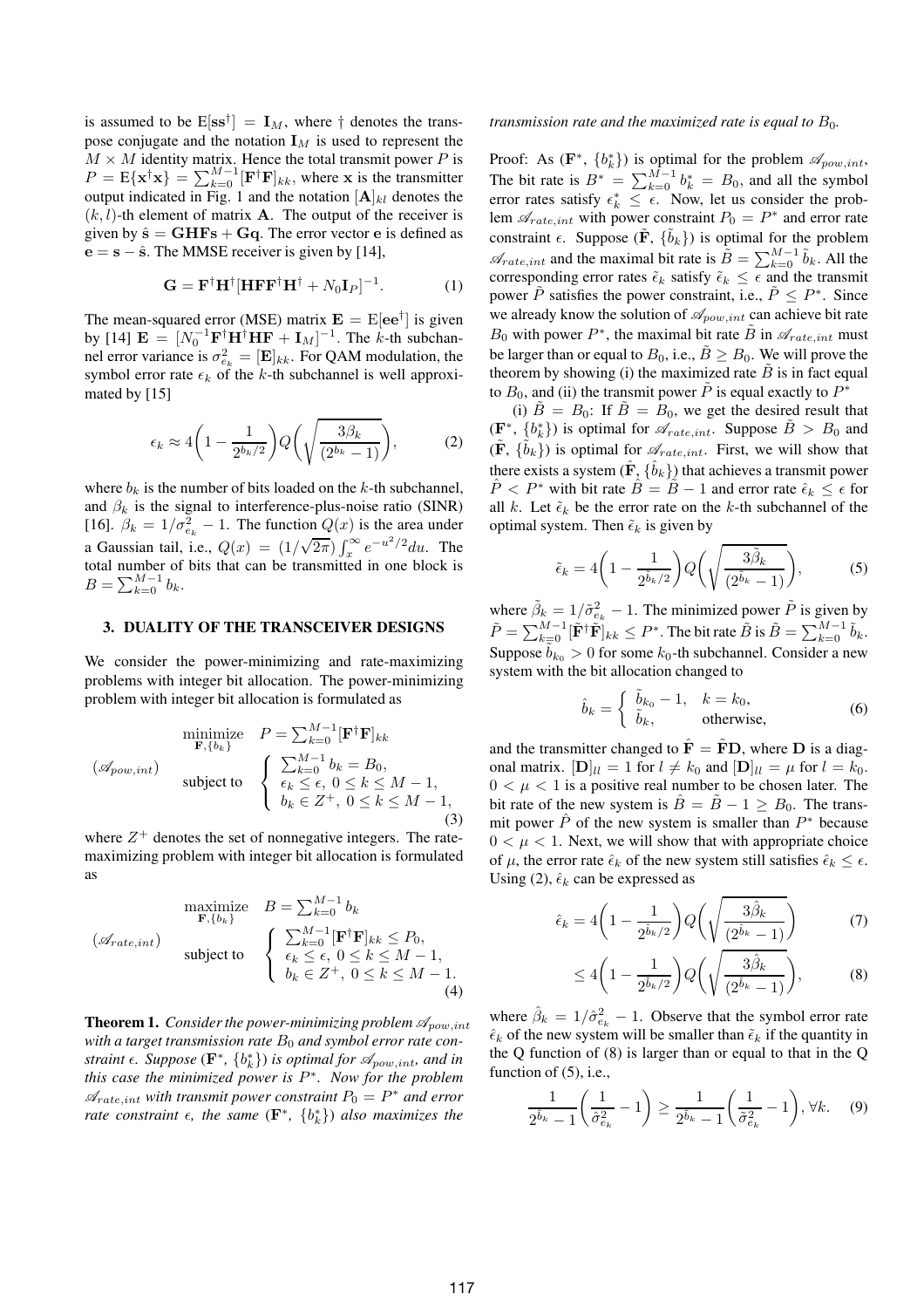is assumed to be $\mathrm{E}[\mathbf{s}\mathbf{s}^\dagger] = \mathbf{I}_M$, where $\dagger$ denotes the transpose conjugate and the notation $\mathbf{I}_M$ is used to represent the $M \times M$ identity matrix. Hence the total transmit power $P$ is $P = \mathrm{E}\{\mathbf{x}^\dagger \mathbf{x}\} = \sum_{k=0}^{M-1} [\mathbf{F}^\dagger \mathbf{F}]_{kk}$, where $\mathbf{x}$ is the transmitter output indicated in Fig. 1 and the notation $[\mathbf{A}]_{kl}$ denotes the $(k,l)$-th element of matrix $\mathbf{A}$. The output of the receiver is given by $\hat{\mathbf{s}} = \mathbf{GHFs} + \mathbf{Gq}$. The error vector $\mathbf{e}$ is defined as $\mathbf{e} = \mathbf{s} - \hat{\mathbf{s}}$. The MMSE receiver is given by [14],

$$\mathbf{G} = \mathbf{F}^\dagger \mathbf{H}^\dagger [\mathbf{H}\mathbf{F}\mathbf{F}^\dagger \mathbf{H}^\dagger + N_0 \mathbf{I}_P]^{-1}. \tag{1}$$

The mean-squared error (MSE) matrix $\mathbf{E} = \mathrm{E}[\mathbf{e}\mathbf{e}^\dagger]$ is given by [14] $\mathbf{E} = [N_0^{-1}\mathbf{F}^\dagger \mathbf{H}^\dagger \mathbf{H}\mathbf{F} + \mathbf{I}_M]^{-1}$. The $k$-th subchannel error variance is $\sigma_{e_k}^2 = [\mathbf{E}]_{kk}$. For QAM modulation, the symbol error rate $\epsilon_k$ of the $k$-th subchannel is well approximated by [15]

$$\epsilon_k \approx 4\left(1 - \frac{1}{2^{b_k/2}}\right) Q\left(\sqrt{\frac{3\beta_k}{(2^{b_k}-1)}}\right), \tag{2}$$

where $b_k$ is the number of bits loaded on the $k$-th subchannel, and $\beta_k$ is the signal to interference-plus-noise ratio (SINR) [16]. $\beta_k = 1/\sigma_{e_k}^2 - 1$. The function $Q(x)$ is the area under a Gaussian tail, i.e., $Q(x) = (1/\sqrt{2\pi})\int_x^\infty e^{-u^2/2}du$. The total number of bits that can be transmitted in one block is $B = \sum_{k=0}^{M-1} b_k$.

## 3. DUALITY OF THE TRANSCEIVER DESIGNS

We consider the power-minimizing and rate-maximizing problems with integer bit allocation. The power-minimizing problem with integer bit allocation is formulated as

$$(\mathscr{A}_{pow,int}) \quad \begin{array}{ll} \underset{\mathbf{F},\{b_k\}}{\text{minimize}} & P = \sum_{k=0}^{M-1} [\mathbf{F}^\dagger \mathbf{F}]_{kk} \\ \text{subject to} & \left\{ \begin{array}{l} \sum_{k=0}^{M-1} b_k = B_0, \\ \epsilon_k \le \epsilon,\ 0 \le k \le M-1, \\ b_k \in Z^+,\ 0 \le k \le M-1, \end{array} \right. \end{array} \tag{3}$$

where $Z^+$ denotes the set of nonnegative integers. The rate-maximizing problem with integer bit allocation is formulated as

$$(\mathscr{A}_{rate,int}) \quad \begin{array}{ll} \underset{\mathbf{F},\{b_k\}}{\text{maximize}} & B = \sum_{k=0}^{M-1} b_k \\ \text{subject to} & \left\{ \begin{array}{l} \sum_{k=0}^{M-1} [\mathbf{F}^\dagger \mathbf{F}]_{kk} \le P_0, \\ \epsilon_k \le \epsilon,\ 0 \le k \le M-1, \\ b_k \in Z^+,\ 0 \le k \le M-1. \end{array} \right. \end{array} \tag{4}$$

**Theorem 1.** *Consider the power-minimizing problem $\mathscr{A}_{pow,int}$ with a target transmission rate $B_0$ and symbol error rate constraint $\epsilon$. Suppose ($\mathbf{F}^*$, $\{b_k^*\}$) is optimal for $\mathscr{A}_{pow,int}$, and in this case the minimized power is $P^*$. Now for the problem $\mathscr{A}_{rate,int}$ with transmit power constraint $P_0 = P^*$ and error rate constraint $\epsilon$, the same ($\mathbf{F}^*$, $\{b_k^*\}$) also maximizes the transmission rate and the maximized rate is equal to $B_0$.*

Proof: As ($\mathbf{F}^*$, $\{b_k^*\}$) is optimal for the problem $\mathscr{A}_{pow,int}$, The bit rate is $B^* = \sum_{k=0}^{M-1} b_k^* = B_0$, and all the symbol error rates satisfy $\epsilon_k^* \le \epsilon$. Now, let us consider the problem $\mathscr{A}_{rate,int}$ with power constraint $P_0 = P^*$ and error rate constraint $\epsilon$. Suppose ($\tilde{\mathbf{F}}$, $\{\tilde{b}_k\}$) is optimal for the problem $\mathscr{A}_{rate,int}$ and the maximal bit rate is $\tilde{B} = \sum_{k=0}^{M-1} \tilde{b}_k$. All the corresponding error rates $\tilde{\epsilon}_k$ satisfy $\tilde{\epsilon}_k \le \epsilon$ and the transmit power $\tilde{P}$ satisfies the power constraint, i.e., $\tilde{P} \le P^*$. Since we already know the solution of $\mathscr{A}_{pow,int}$ can achieve bit rate $B_0$ with power $P^*$, the maximal bit rate $\tilde{B}$ in $\mathscr{A}_{rate,int}$ must be larger than or equal to $B_0$, i.e., $\tilde{B} \ge B_0$. We will prove the theorem by showing (i) the maximized rate $\tilde{B}$ is in fact equal to $B_0$, and (ii) the transmit power $\tilde{P}$ is equal exactly to $P^*$

(i) $\tilde{B} = B_0$: If $\tilde{B} = B_0$, we get the desired result that ($\mathbf{F}^*$, $\{b_k^*\}$) is optimal for $\mathscr{A}_{rate,int}$. Suppose $\tilde{B} > B_0$ and ($\tilde{\mathbf{F}}$, $\{\tilde{b}_k\}$) is optimal for $\mathscr{A}_{rate,int}$. First, we will show that there exists a system ($\hat{\mathbf{F}}$, $\{\hat{b}_k\}$) that achieves a transmit power $\hat{P} < P^*$ with bit rate $\hat{B} = \tilde{B} - 1$ and error rate $\hat{\epsilon}_k \le \epsilon$ for all $k$. Let $\tilde{\epsilon}_k$ be the error rate on the $k$-th subchannel of the optimal system. Then $\tilde{\epsilon}_k$ is given by

$$\tilde{\epsilon}_k = 4\left(1 - \frac{1}{2^{\tilde{b}_k/2}}\right) Q\left(\sqrt{\frac{3\tilde{\beta}_k}{(2^{\tilde{b}_k}-1)}}\right), \tag{5}$$

where $\tilde{\beta}_k = 1/\tilde{\sigma}_{e_k}^2 - 1$. The minimized power $\tilde{P}$ is given by $\tilde{P} = \sum_{k=0}^{M-1} [\tilde{\mathbf{F}}^\dagger \tilde{\mathbf{F}}]_{kk} \le P^*$. The bit rate $\tilde{B}$ is $\tilde{B} = \sum_{k=0}^{M-1} \tilde{b}_k$. Suppose $\tilde{b}_{k_0} > 0$ for some $k_0$-th subchannel. Consider a new system with the bit allocation changed to

$$\hat{b}_k = \left\{ \begin{array}{ll} \tilde{b}_{k_0} - 1, & k = k_0, \\ \tilde{b}_k, & \text{otherwise,} \end{array} \right. \tag{6}$$

and the transmitter changed to $\hat{\mathbf{F}} = \tilde{\mathbf{F}}\mathbf{D}$, where $\mathbf{D}$ is a diagonal matrix. $[\mathbf{D}]_{ll} = 1$ for $l \ne k_0$ and $[\mathbf{D}]_{ll} = \mu$ for $l = k_0$. $0 < \mu < 1$ is a positive real number to be chosen later. The bit rate of the new system is $\hat{B} = \tilde{B} - 1 \ge B_0$. The transmit power $\hat{P}$ of the new system is smaller than $P^*$ because $0 < \mu < 1$. Next, we will show that with appropriate choice of $\mu$, the error rate $\hat{\epsilon}_k$ of the new system still satisfies $\hat{\epsilon}_k \le \epsilon$. Using (2), $\hat{\epsilon}_k$ can be expressed as

$$\hat{\epsilon}_k = 4\left(1 - \frac{1}{2^{\hat{b}_k/2}}\right) Q\left(\sqrt{\frac{3\hat{\beta}_k}{(2^{\hat{b}_k}-1)}}\right) \tag{7}$$

$$\le 4\left(1 - \frac{1}{2^{\tilde{b}_k/2}}\right) Q\left(\sqrt{\frac{3\hat{\beta}_k}{(2^{\hat{b}_k}-1)}}\right), \tag{8}$$

where $\hat{\beta}_k = 1/\hat{\sigma}_{e_k}^2 - 1$. Observe that the symbol error rate $\hat{\epsilon}_k$ of the new system will be smaller than $\tilde{\epsilon}_k$ if the quantity in the Q function of (8) is larger than or equal to that in the Q function of (5), i.e.,

$$\frac{1}{2^{\hat{b}_k}-1}\left(\frac{1}{\hat{\sigma}_{e_k}^2} - 1\right) \ge \frac{1}{2^{\tilde{b}_k}-1}\left(\frac{1}{\tilde{\sigma}_{e_k}^2} - 1\right), \forall k. \tag{9}$$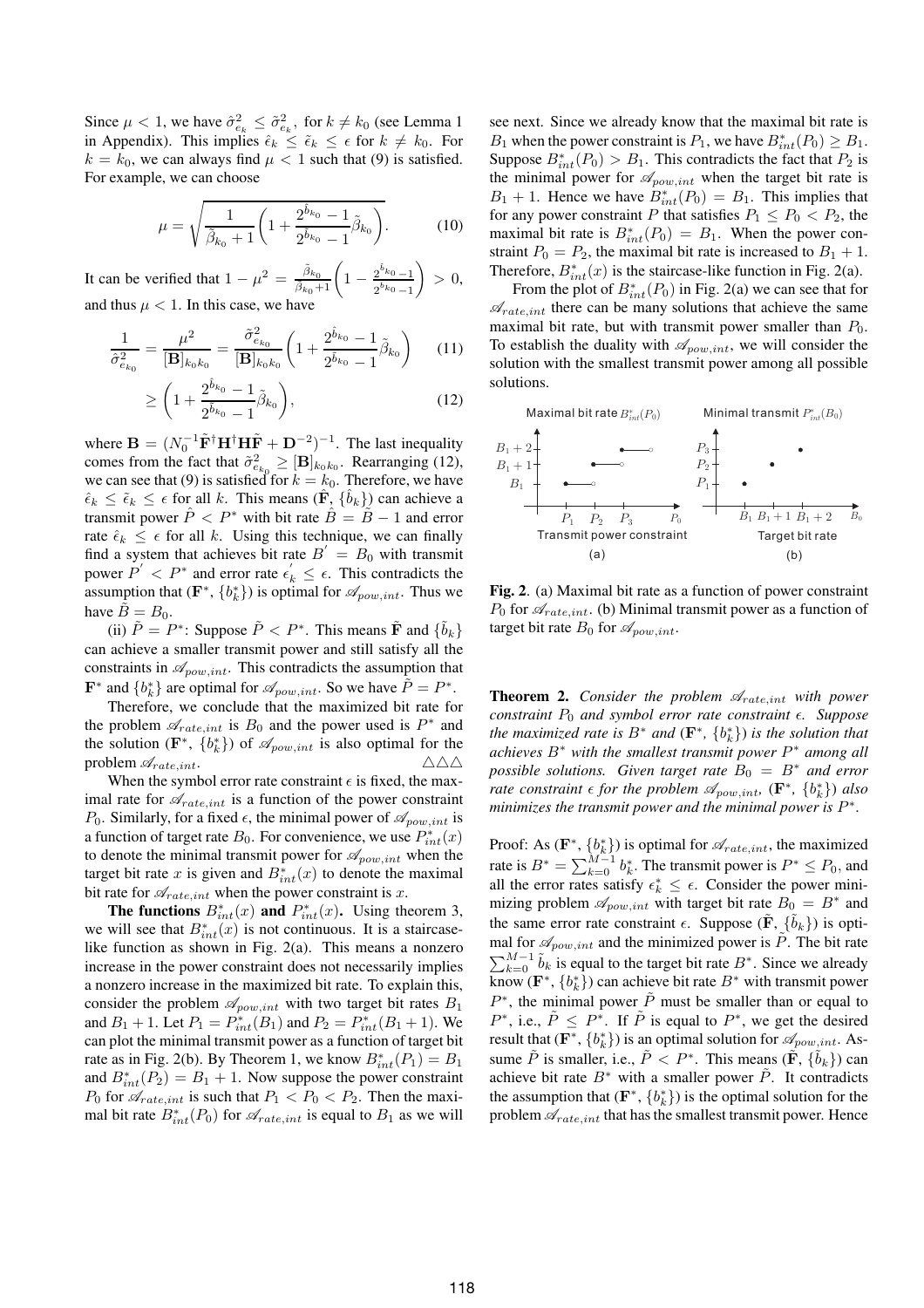Since $\mu < 1$, we have $\hat{\sigma}^2_{e_k} \leq \tilde{\sigma}^2_{e_k}$, for $k \neq k_0$ (see Lemma 1 in Appendix). This implies $\hat{\epsilon}_k \leq \tilde{\epsilon}_k \leq \epsilon$ for $k \neq k_0$. For $k = k_0$, we can always find $\mu < 1$ such that (9) is satisfied. For example, we can choose

$$\mu = \sqrt{\frac{1}{\tilde{\beta}_{k_0}+1}\left(1+\frac{2^{\hat{b}_{k_0}}-1}{2^{\tilde{b}_{k_0}}-1}\tilde{\beta}_{k_0}\right)}. \tag{10}$$

It can be verified that $1-\mu^2 = \frac{\tilde{\beta}_{k_0}}{\tilde{\beta}_{k_0}+1}\left(1-\frac{2^{\hat{b}_{k_0}}-1}{2^{\tilde{b}_{k_0}}-1}\right) > 0$, and thus $\mu < 1$. In this case, we have

$$\frac{1}{\hat{\sigma}^2_{e_{k_0}}} = \frac{\mu^2}{[\mathbf{B}]_{k_0k_0}} = \frac{\tilde{\sigma}^2_{e_{k_0}}}{[\mathbf{B}]_{k_0k_0}}\left(1+\frac{2^{\hat{b}_{k_0}}-1}{2^{\tilde{b}_{k_0}}-1}\tilde{\beta}_{k_0}\right) \tag{11}$$

$$\geq \left(1+\frac{2^{\hat{b}_{k_0}}-1}{2^{\tilde{b}_{k_0}}-1}\tilde{\beta}_{k_0}\right), \tag{12}$$

where $\mathbf{B} = (N_0^{-1}\tilde{\mathbf{F}}^\dagger\mathbf{H}^\dagger\mathbf{H}\tilde{\mathbf{F}}+\mathbf{D}^{-2})^{-1}$. The last inequality comes from the fact that $\tilde{\sigma}^2_{e_{k_0}} \geq [\mathbf{B}]_{k_0k_0}$. Rearranging (12), we can see that (9) is satisfied for $k = k_0$. Therefore, we have $\hat{\epsilon}_k \leq \tilde{\epsilon}_k \leq \epsilon$ for all $k$. This means ($\hat{\mathbf{F}}$, $\{\hat{b}_k\}$) can achieve a transmit power $\hat{P} < P^*$ with bit rate $\hat{B} = \tilde{B}-1$ and error rate $\hat{\epsilon}_k \leq \epsilon$ for all $k$. Using this technique, we can finally find a system that achieves bit rate $B^{'} = B_0$ with transmit power $P^{'} < P^*$ and error rate $\epsilon^{'}_k \leq \epsilon$. This contradicts the assumption that ($\mathbf{F}^*$, $\{b_k^*\}$) is optimal for $\mathscr{A}_{pow,int}$. Thus we have $\tilde{B} = B_0$.

(ii) $\tilde{P} = P^*$: Suppose $\tilde{P} < P^*$. This means $\tilde{\mathbf{F}}$ and $\{\tilde{b}_k\}$ can achieve a smaller transmit power and still satisfy all the constraints in $\mathscr{A}_{pow,int}$. This contradicts the assumption that $\mathbf{F}^*$ and $\{b_k^*\}$ are optimal for $\mathscr{A}_{pow,int}$. So we have $\tilde{P} = P^*$.

Therefore, we conclude that the maximized bit rate for the problem $\mathscr{A}_{rate,int}$ is $B_0$ and the power used is $P^*$ and the solution ($\mathbf{F}^*$, $\{b_k^*\}$) of $\mathscr{A}_{pow,int}$ is also optimal for the problem $\mathscr{A}_{rate,int}$. △△△

When the symbol error rate constraint $\epsilon$ is fixed, the maximal rate for $\mathscr{A}_{rate,int}$ is a function of the power constraint $P_0$. Similarly, for a fixed $\epsilon$, the minimal power of $\mathscr{A}_{pow,int}$ is a function of target rate $B_0$. For convenience, we use $P^*_{int}(x)$ to denote the minimal transmit power for $\mathscr{A}_{pow,int}$ when the target bit rate $x$ is given and $B^*_{int}(x)$ to denote the maximal bit rate for $\mathscr{A}_{rate,int}$ when the power constraint is $x$.

**The functions $B^*_{int}(x)$ and $P^*_{int}(x)$.** Using theorem 3, we will see that $B^*_{int}(x)$ is not continuous. It is a staircase-like function as shown in Fig. 2(a). This means a nonzero increase in the power constraint does not necessarily implies a nonzero increase in the maximized bit rate. To explain this, consider the problem $\mathscr{A}_{pow,int}$ with two target bit rates $B_1$ and $B_1+1$. Let $P_1 = P^*_{int}(B_1)$ and $P_2 = P^*_{int}(B_1+1)$. We can plot the minimal transmit power as a function of target bit rate as in Fig. 2(b). By Theorem 1, we know $B^*_{int}(P_1) = B_1$ and $B^*_{int}(P_2) = B_1+1$. Now suppose the power constraint $P_0$ for $\mathscr{A}_{rate,int}$ is such that $P_1 < P_0 < P_2$. Then the maximal bit rate $B^*_{int}(P_0)$ for $\mathscr{A}_{rate,int}$ is equal to $B_1$ as we will see next. Since we already know that the maximal bit rate is $B_1$ when the power constraint is $P_1$, we have $B^*_{int}(P_0) \geq B_1$. Suppose $B^*_{int}(P_0) > B_1$. This contradicts the fact that $P_2$ is the minimal power for $\mathscr{A}_{pow,int}$ when the target bit rate is $B_1+1$. Hence we have $B^*_{int}(P_0) = B_1$. This implies that for any power constraint $P$ that satisfies $P_1 \leq P_0 < P_2$, the maximal bit rate is $B^*_{int}(P_0) = B_1$. When the power constraint $P_0 = P_2$, the maximal bit rate is increased to $B_1+1$. Therefore, $B^*_{int}(x)$ is the staircase-like function in Fig. 2(a).

From the plot of $B^*_{int}(P_0)$ in Fig. 2(a) we can see that for $\mathscr{A}_{rate,int}$ there can be many solutions that achieve the same maximal bit rate, but with transmit power smaller than $P_0$. To establish the duality with $\mathscr{A}_{pow,int}$, we will consider the solution with the smallest transmit power among all possible solutions.

**Fig. 2**. (a) Maximal bit rate as a function of power constraint $P_0$ for $\mathscr{A}_{rate,int}$. (b) Minimal transmit power as a function of target bit rate $B_0$ for $\mathscr{A}_{pow,int}$.

**Theorem 2.** *Consider the problem $\mathscr{A}_{rate,int}$ with power constraint $P_0$ and symbol error rate constraint $\epsilon$. Suppose the maximized rate is $B^*$ and ($\mathbf{F}^*$, $\{b_k^*\}$) is the solution that achieves $B^*$ with the smallest transmit power $P^*$ among all possible solutions. Given target rate $B_0 = B^*$ and error rate constraint $\epsilon$ for the problem $\mathscr{A}_{pow,int}$, ($\mathbf{F}^*$, $\{b_k^*\}$) also minimizes the transmit power and the minimal power is $P^*$.*

Proof: As ($\mathbf{F}^*$, $\{b_k^*\}$) is optimal for $\mathscr{A}_{rate,int}$, the maximized rate is $B^* = \sum_{k=0}^{M-1} b_k^*$. The transmit power is $P^* \leq P_0$, and all the error rates satisfy $\epsilon_k^* \leq \epsilon$. Consider the power minimizing problem $\mathscr{A}_{pow,int}$ with target bit rate $B_0 = B^*$ and the same error rate constraint $\epsilon$. Suppose ($\tilde{\mathbf{F}}$, $\{\tilde{b}_k\}$) is optimal for $\mathscr{A}_{pow,int}$ and the minimized power is $\tilde{P}$. The bit rate $\sum_{k=0}^{M-1}\tilde{b}_k$ is equal to the target bit rate $B^*$. Since we already know ($\mathbf{F}^*$, $\{b_k^*\}$) can achieve bit rate $B^*$ with transmit power $P^*$, the minimal power $\tilde{P}$ must be smaller than or equal to $P^*$, i.e., $\tilde{P} \leq P^*$. If $\tilde{P}$ is equal to $P^*$, we get the desired result that ($\mathbf{F}^*$, $\{b_k^*\}$) is an optimal solution for $\mathscr{A}_{pow,int}$. Assume $\tilde{P}$ is smaller, i.e., $\tilde{P} < P^*$. This means ($\tilde{\mathbf{F}}$, $\{\tilde{b}_k\}$) can achieve bit rate $B^*$ with a smaller power $\tilde{P}$. It contradicts the assumption that ($\mathbf{F}^*$, $\{b_k^*\}$) is the optimal solution for the problem $\mathscr{A}_{rate,int}$ that has the smallest transmit power. Hence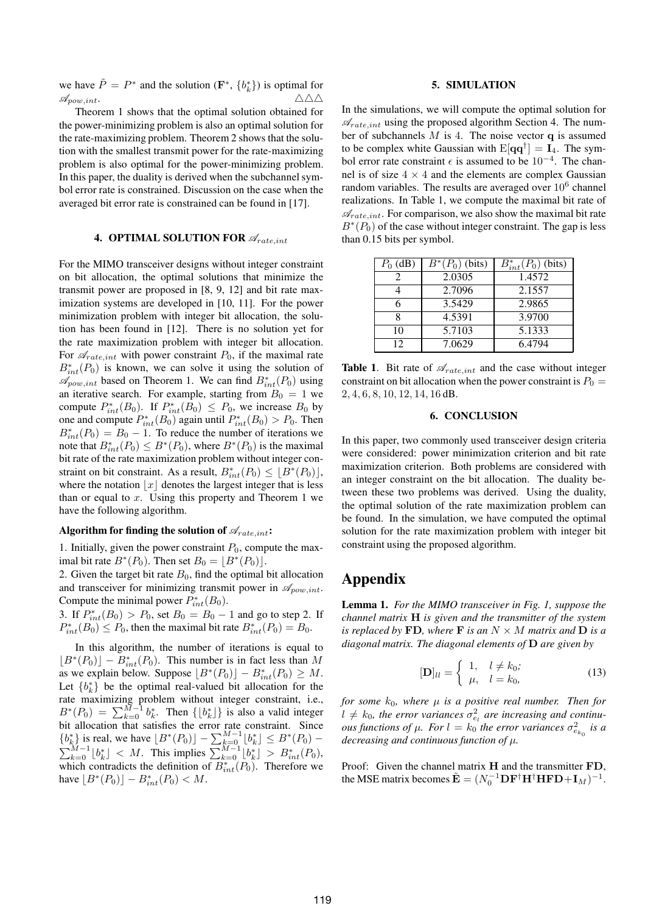we have $\tilde{P} = P^*$ and the solution ($\mathbf{F}^*$, $\{b_k^*\}$) is optimal for $\mathscr{A}_{pow,int}$. $\triangle\triangle\triangle$

Theorem 1 shows that the optimal solution obtained for the power-minimizing problem is also an optimal solution for the rate-maximizing problem. Theorem 2 shows that the solution with the smallest transmit power for the rate-maximizing problem is also optimal for the power-minimizing problem. In this paper, the duality is derived when the subchannel symbol error rate is constrained. Discussion on the case when the averaged bit error rate is constrained can be found in [17].

## 4. OPTIMAL SOLUTION FOR $\mathscr{A}_{rate,int}$

For the MIMO transceiver designs without integer constraint on bit allocation, the optimal solutions that minimize the transmit power are proposed in [8, 9, 12] and bit rate maximization systems are developed in [10, 11]. For the power minimization problem with integer bit allocation, the solution has been found in [12]. There is no solution yet for the rate maximization problem with integer bit allocation. For $\mathscr{A}_{rate,int}$ with power constraint $P_0$, if the maximal rate $B^*_{int}(P_0)$ is known, we can solve it using the solution of $\mathscr{A}_{pow,int}$ based on Theorem 1. We can find $B^*_{int}(P_0)$ using an iterative search. For example, starting from $B_0 = 1$ we compute $P^*_{int}(B_0)$. If $P^*_{int}(B_0) \leq P_0$, we increase $B_0$ by one and compute $P^*_{int}(B_0)$ again until $P^*_{int}(B_0) > P_0$. Then $B^*_{int}(P_0) = B_0 - 1$. To reduce the number of iterations we note that $B^*_{int}(P_0) \leq B^*(P_0)$, where $B^*(P_0)$ is the maximal bit rate of the rate maximization problem without integer constraint on bit constraint. As a result, $B^*_{int}(P_0) \leq \lfloor B^*(P_0) \rfloor$, where the notation $\lfloor x \rfloor$ denotes the largest integer that is less than or equal to $x$. Using this property and Theorem 1 we have the following algorithm.

**Algorithm for finding the solution of $\mathscr{A}_{rate,int}$:**

1. Initially, given the power constraint $P_0$, compute the maximal bit rate $B^*(P_0)$. Then set $B_0 = \lfloor B^*(P_0) \rfloor$.

2. Given the target bit rate $B_0$, find the optimal bit allocation and transceiver for minimizing transmit power in $\mathscr{A}_{pow,int}$. Compute the minimal power $P^*_{int}(B_0)$.

3. If $P^*_{int}(B_0) > P_0$, set $B_0 = B_0 - 1$ and go to step 2. If $P^*_{int}(B_0) \leq P_0$, then the maximal bit rate $B^*_{int}(P_0) = B_0$.

In this algorithm, the number of iterations is equal to $\lfloor B^*(P_0) \rfloor - B^*_{int}(P_0)$. This number is in fact less than $M$ as we explain below. Suppose $\lfloor B^*(P_0) \rfloor - B^*_{int}(P_0) \geq M$. Let $\{b_k^*\}$ be the optimal real-valued bit allocation for the rate maximizing problem without integer constraint, i.e., $B^*(P_0) = \sum_{k=0}^{M-1} b_k^*$. Then $\{\lfloor b_k^* \rfloor\}$ is also a valid integer bit allocation that satisfies the error rate constraint. Since $\{b_k^*\}$ is real, we have $\lfloor B^*(P_0) \rfloor - \sum_{k=0}^{M-1} \lfloor b_k^* \rfloor \leq B^*(P_0) - \sum_{k=0}^{M-1} \lfloor b_k^* \rfloor < M$. This implies $\sum_{k=0}^{M-1} \lfloor b_k^* \rfloor > B^*_{int}(P_0)$, which contradicts the definition of $B^*_{int}(P_0)$. Therefore we have $\lfloor B^*(P_0) \rfloor - B^*_{int}(P_0) < M$.

## 5. SIMULATION

In the simulations, we will compute the optimal solution for $\mathscr{A}_{rate,int}$ using the proposed algorithm Section 4. The number of subchannels $M$ is 4. The noise vector $\mathbf{q}$ is assumed to be complex white Gaussian with $\mathrm{E}[\mathbf{q}\mathbf{q}^\dagger] = \mathbf{I}_4$. The symbol error rate constraint $\epsilon$ is assumed to be $10^{-4}$. The channel is of size $4 \times 4$ and the elements are complex Gaussian random variables. The results are averaged over $10^6$ channel realizations. In Table 1, we compute the maximal bit rate of $\mathscr{A}_{rate,int}$. For comparison, we also show the maximal bit rate $B^*(P_0)$ of the case without integer constraint. The gap is less than 0.15 bits per symbol.

| $P_0$ (dB) | $B^*(P_0)$ (bits) | $B^*_{int}(P_0)$ (bits) |
|---|---|---|
| 2 | 2.0305 | 1.4572 |
| 4 | 2.7096 | 2.1557 |
| 6 | 3.5429 | 2.9865 |
| 8 | 4.5391 | 3.9700 |
| 10 | 5.7103 | 5.1333 |
| 12 | 7.0629 | 6.4794 |

**Table 1**. Bit rate of $\mathscr{A}_{rate,int}$ and the case without integer constraint on bit allocation when the power constraint is $P_0 = 2, 4, 6, 8, 10, 12, 14, 16$ dB.

## 6. CONCLUSION

In this paper, two commonly used transceiver design criteria were considered: power minimization criterion and bit rate maximization criterion. Both problems are considered with an integer constraint on the bit allocation. The duality between these two problems was derived. Using the duality, the optimal solution of the rate maximization problem can be found. In the simulation, we have computed the optimal solution for the rate maximization problem with integer bit constraint using the proposed algorithm.

# Appendix

**Lemma 1.** *For the MIMO transceiver in Fig. 1, suppose the channel matrix $\mathbf{H}$ is given and the transmitter of the system is replaced by $\mathbf{FD}$, where $\mathbf{F}$ is an $N \times M$ matrix and $\mathbf{D}$ is a diagonal matrix. The diagonal elements of $\mathbf{D}$ are given by*

$$[\mathbf{D}]_{ll} = \begin{cases} 1, & l \neq k_0; \\ \mu, & l = k_0, \end{cases} \tag{13}$$

*for some $k_0$, where $\mu$ is a positive real number. Then for $l \neq k_0$, the error variances $\sigma^2_{e_l}$ are increasing and continuous functions of $\mu$. For $l = k_0$ the error variances $\sigma^2_{e_{k_0}}$ is a decreasing and continuous function of $\mu$.*

Proof: Given the channel matrix $\mathbf{H}$ and the transmitter $\mathbf{FD}$, the MSE matrix becomes $\tilde{\mathbf{E}} = (N_0^{-1}\mathbf{D}\mathbf{F}^\dagger\mathbf{H}^\dagger\mathbf{H}\mathbf{F}\mathbf{D} + \mathbf{I}_M)^{-1}$.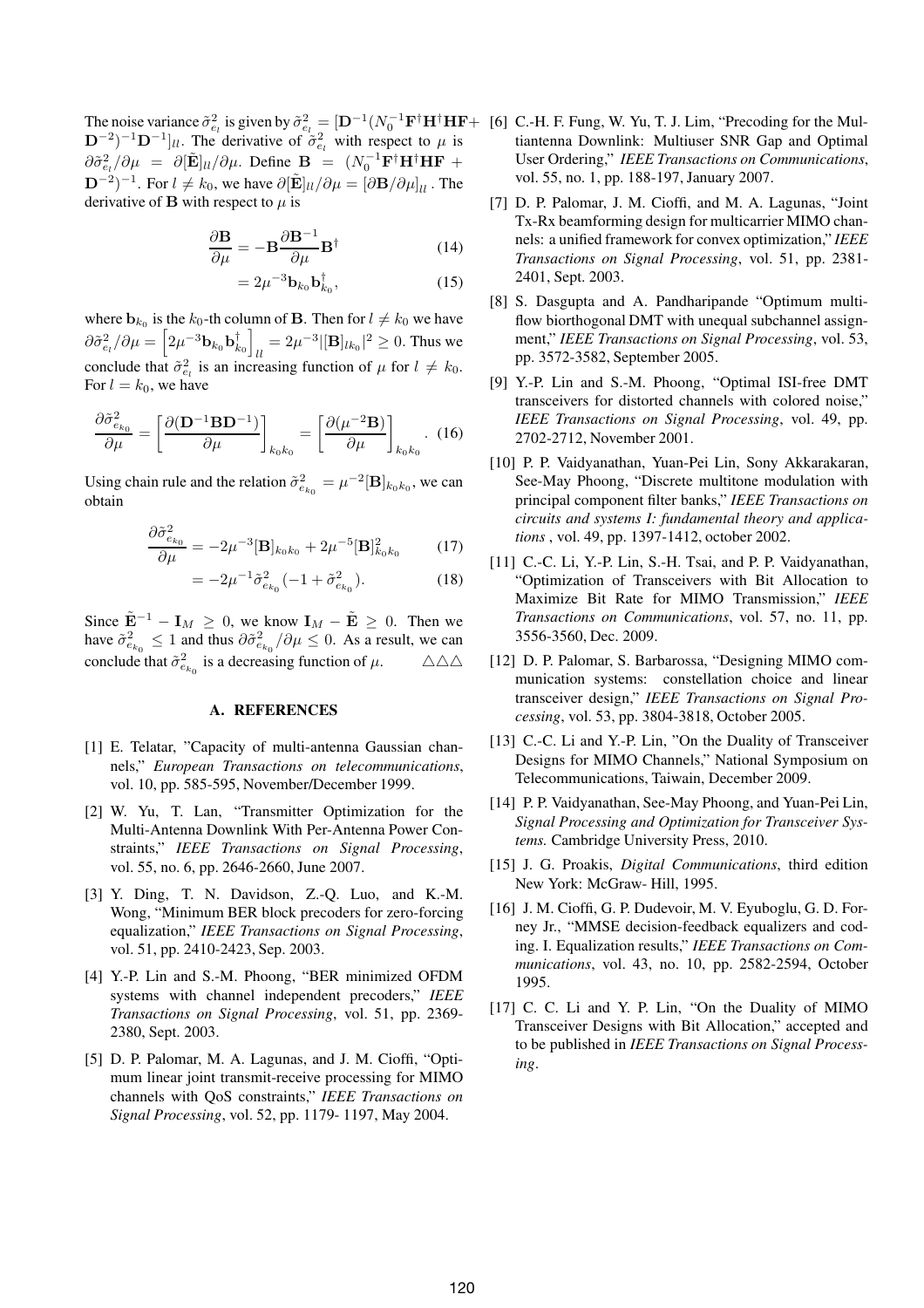The noise variance $\tilde{\sigma}_{e_l}^2$ is given by $\tilde{\sigma}_{e_l}^2 = [\mathbf{D}^{-1}(N_0^{-1}\mathbf{F}^\dagger\mathbf{H}^\dagger\mathbf{H}\mathbf{F} + \mathbf{D}^{-2})^{-1}\mathbf{D}^{-1}]_{ll}$. The derivative of $\tilde{\sigma}_{e_l}^2$ with respect to $\mu$ is $\partial\tilde{\sigma}_{e_l}^2/\partial\mu = \partial[\tilde{\mathbf{E}}]_{ll}/\partial\mu$. Define $\mathbf{B} = (N_0^{-1}\mathbf{F}^\dagger\mathbf{H}^\dagger\mathbf{H}\mathbf{F} + \mathbf{D}^{-2})^{-1}$. For $l \neq k_0$, we have $\partial[\tilde{\mathbf{E}}]_{ll}/\partial\mu = [\partial\mathbf{B}/\partial\mu]_{ll}$. The derivative of $\mathbf{B}$ with respect to $\mu$ is

$$\frac{\partial\mathbf{B}}{\partial\mu} = -\mathbf{B}\frac{\partial\mathbf{B}^{-1}}{\partial\mu}\mathbf{B}^\dagger \tag{14}$$

$$= 2\mu^{-3}\mathbf{b}_{k_0}\mathbf{b}_{k_0}^\dagger, \tag{15}$$

where $\mathbf{b}_{k_0}$ is the $k_0$-th column of $\mathbf{B}$. Then for $l \neq k_0$ we have $\partial\tilde{\sigma}_{e_l}^2/\partial\mu = \left[2\mu^{-3}\mathbf{b}_{k_0}\mathbf{b}_{k_0}^\dagger\right]_{ll} = 2\mu^{-3}|[\mathbf{B}]_{lk_0}|^2 \geq 0$. Thus we conclude that $\tilde{\sigma}_{e_l}^2$ is an increasing function of $\mu$ for $l \neq k_0$. For $l = k_0$, we have

$$\frac{\partial\tilde{\sigma}_{e_{k_0}}^2}{\partial\mu} = \left[\frac{\partial(\mathbf{D}^{-1}\mathbf{B}\mathbf{D}^{-1})}{\partial\mu}\right]_{k_0k_0} = \left[\frac{\partial(\mu^{-2}\mathbf{B})}{\partial\mu}\right]_{k_0k_0}. \tag{16}$$

Using chain rule and the relation $\tilde{\sigma}_{e_{k_0}}^2 = \mu^{-2}[\mathbf{B}]_{k_0k_0}$, we can obtain

$$\frac{\partial\tilde{\sigma}_{e_{k_0}}^2}{\partial\mu} = -2\mu^{-3}[\mathbf{B}]_{k_0k_0} + 2\mu^{-5}[\mathbf{B}]_{k_0k_0}^2 \tag{17}$$

$$= -2\mu^{-1}\tilde{\sigma}_{e_{k_0}}^2(-1 + \tilde{\sigma}_{e_{k_0}}^2). \tag{18}$$

Since $\tilde{\mathbf{E}}^{-1} - \mathbf{I}_M \geq 0$, we know $\mathbf{I}_M - \tilde{\mathbf{E}} \geq 0$. Then we have $\tilde{\sigma}_{e_{k_0}}^2 \leq 1$ and thus $\partial\tilde{\sigma}_{e_{k_0}}^2/\partial\mu \leq 0$. As a result, we can conclude that $\tilde{\sigma}_{e_{k_0}}^2$ is a decreasing function of $\mu$. △△△

## A. REFERENCES

[1] E. Telatar, "Capacity of multi-antenna Gaussian channels," *European Transactions on telecommunications*, vol. 10, pp. 585-595, November/December 1999.

[2] W. Yu, T. Lan, "Transmitter Optimization for the Multi-Antenna Downlink With Per-Antenna Power Constraints," *IEEE Transactions on Signal Processing*, vol. 55, no. 6, pp. 2646-2660, June 2007.

[3] Y. Ding, T. N. Davidson, Z.-Q. Luo, and K.-M. Wong, "Minimum BER block precoders for zero-forcing equalization," *IEEE Transactions on Signal Processing*, vol. 51, pp. 2410-2423, Sep. 2003.

[4] Y.-P. Lin and S.-M. Phoong, "BER minimized OFDM systems with channel independent precoders," *IEEE Transactions on Signal Processing*, vol. 51, pp. 2369-2380, Sept. 2003.

[5] D. P. Palomar, M. A. Lagunas, and J. M. Cioffi, "Optimum linear joint transmit-receive processing for MIMO channels with QoS constraints," *IEEE Transactions on Signal Processing*, vol. 52, pp. 1179- 1197, May 2004.

[6] C.-H. F. Fung, W. Yu, T. J. Lim, "Precoding for the Multiantenna Downlink: Multiuser SNR Gap and Optimal User Ordering," *IEEE Transactions on Communications*, vol. 55, no. 1, pp. 188-197, January 2007.

[7] D. P. Palomar, J. M. Cioffi, and M. A. Lagunas, "Joint Tx-Rx beamforming design for multicarrier MIMO channels: a unified framework for convex optimization," *IEEE Transactions on Signal Processing*, vol. 51, pp. 2381-2401, Sept. 2003.

[8] S. Dasgupta and A. Pandharipande "Optimum multiflow biorthogonal DMT with unequal subchannel assignment," *IEEE Transactions on Signal Processing*, vol. 53, pp. 3572-3582, September 2005.

[9] Y.-P. Lin and S.-M. Phoong, "Optimal ISI-free DMT transceivers for distorted channels with colored noise," *IEEE Transactions on Signal Processing*, vol. 49, pp. 2702-2712, November 2001.

[10] P. P. Vaidyanathan, Yuan-Pei Lin, Sony Akkarakaran, See-May Phoong, "Discrete multitone modulation with principal component filter banks," *IEEE Transactions on circuits and systems I: fundamental theory and applications* , vol. 49, pp. 1397-1412, october 2002.

[11] C.-C. Li, Y.-P. Lin, S.-H. Tsai, and P. P. Vaidyanathan, "Optimization of Transceivers with Bit Allocation to Maximize Bit Rate for MIMO Transmission," *IEEE Transactions on Communications*, vol. 57, no. 11, pp. 3556-3560, Dec. 2009.

[12] D. P. Palomar, S. Barbarossa, "Designing MIMO communication systems: constellation choice and linear transceiver design," *IEEE Transactions on Signal Processing*, vol. 53, pp. 3804-3818, October 2005.

[13] C.-C. Li and Y.-P. Lin, "On the Duality of Transceiver Designs for MIMO Channels," National Symposium on Telecommunications, Taiwain, December 2009.

[14] P. P. Vaidyanathan, See-May Phoong, and Yuan-Pei Lin, *Signal Processing and Optimization for Transceiver Systems.* Cambridge University Press, 2010.

[15] J. G. Proakis, *Digital Communications*, third edition New York: McGraw- Hill, 1995.

[16] J. M. Cioffi, G. P. Dudevoir, M. V. Eyuboglu, G. D. Forney Jr., "MMSE decision-feedback equalizers and coding. I. Equalization results," *IEEE Transactions on Communications*, vol. 43, no. 10, pp. 2582-2594, October 1995.

[17] C. C. Li and Y. P. Lin, "On the Duality of MIMO Transceiver Designs with Bit Allocation," accepted and to be published in *IEEE Transactions on Signal Processing*.